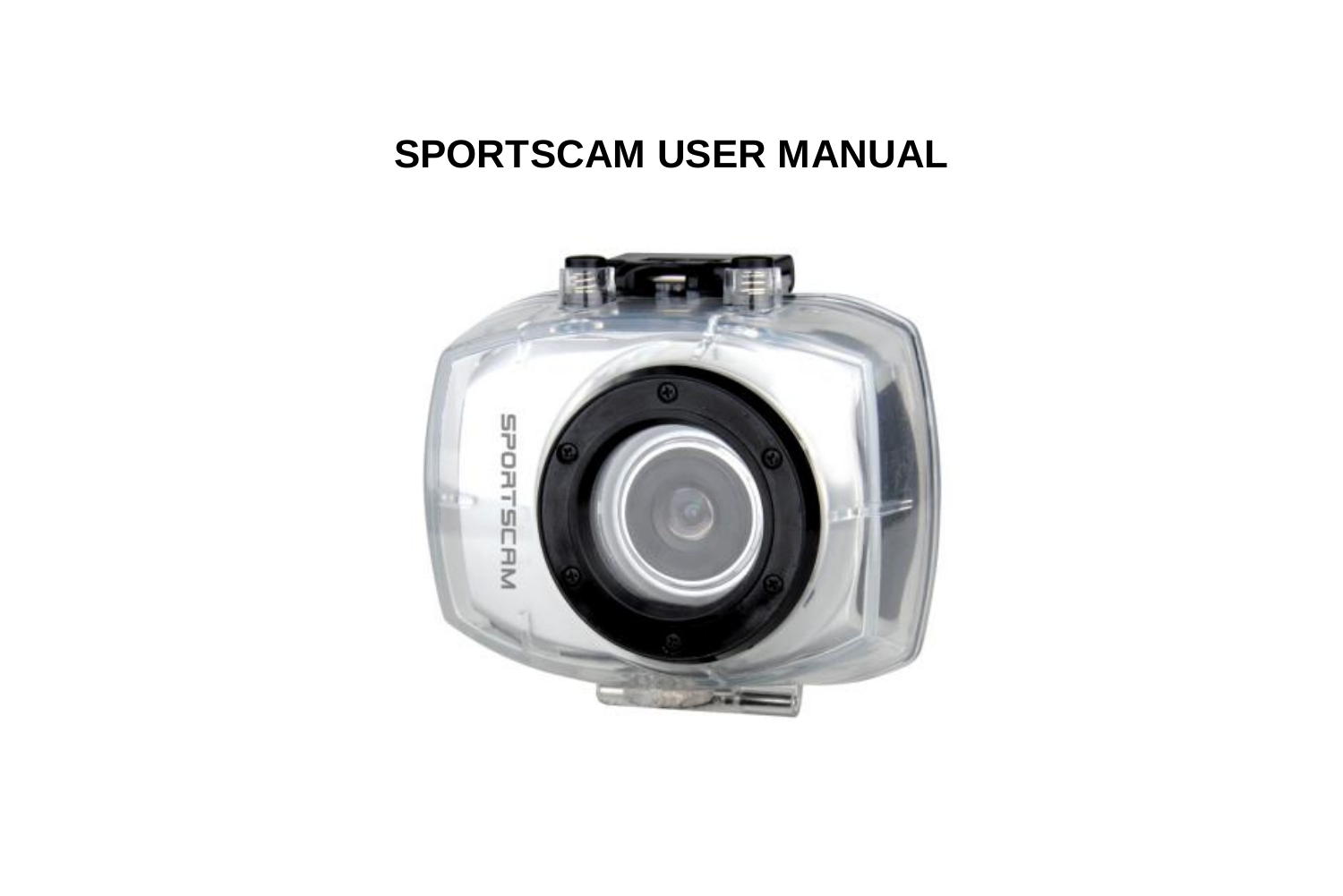# SPORTSCAM USER MANUAL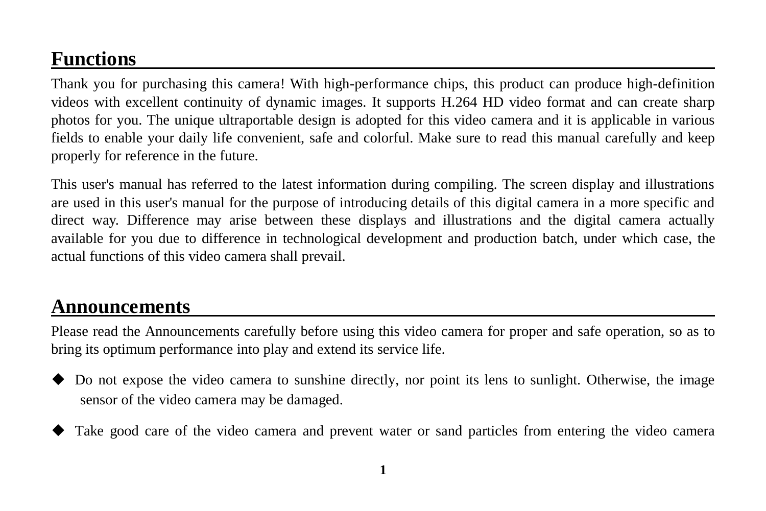## Functions

Thank you for purchasing this camera! With high-performance chips, this product can produce high-definition videos with excellent continuity of dynamic images. It supports H.264 HD video format and can create sharp photos for you. The unique ultraportable design is adopted for this video camera and it is applicable in various fields to enable your daily life convenient, safe and colorful. Make sure to read this manual carefully and keep properly for reference in the future.

This user's manual has referred to the latest information during compiling. The screen display and illustrations are used in this user's manual for the purpose of introducing details of this digital camera in a more specific and direct way. Difference may arise between these displays and illustrations and the digital camera actually available for you due to difference in technological development and production batch, under which case, the actual functions of this video camera shall prevail.

## Announcements

Please read the Announcements carefully before using this video camera for proper and safe operation, so as to bring its optimum performance into play and extend its service life.

- ◆ Do not expose the video camera to sunshine directly, nor point its lens to sunlight. Otherwise, the image sensor of the video camera may be damaged.
- ◆ Take good care of the video camera and prevent water or sand particles from entering the video camera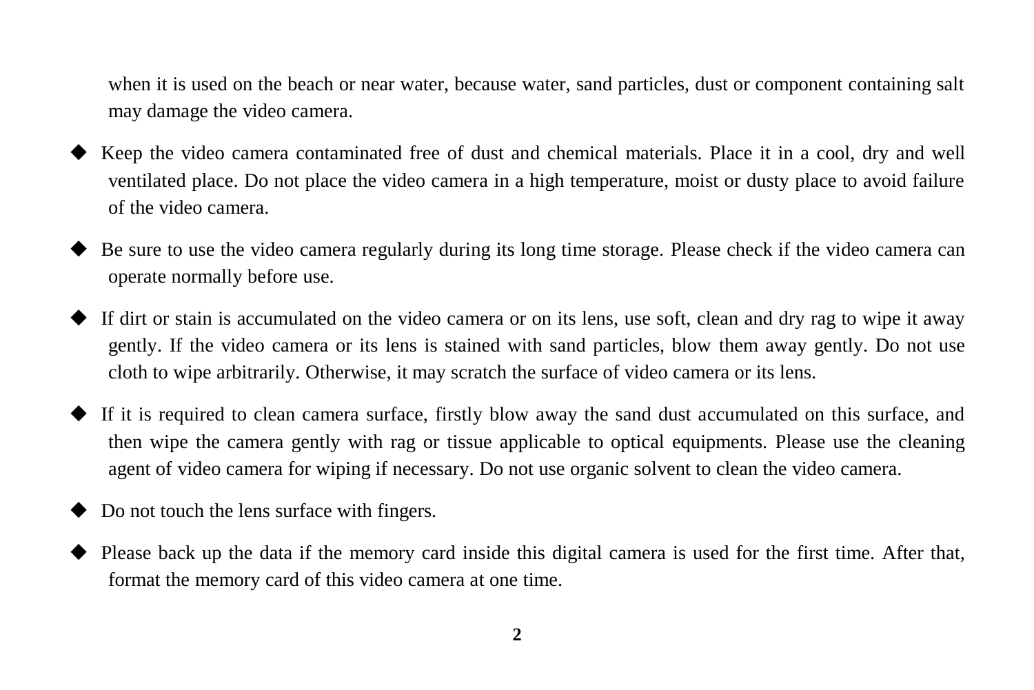when it is used on the beach or near water, because water, sand particles, dust or component containing salt may damage the video camera.

- Keep the video camera contaminated free of dust and chemical materials. Place it in a cool, dry and well ventilated place. Do not place the video camera in a high temperature, moist or dusty place to avoid failure of the video camera.

- Be sure to use the video camera regularly during its long time storage. Please check if the video camera can operate normally before use.

- If dirt or stain is accumulated on the video camera or on its lens, use soft, clean and dry rag to wipe it away gently. If the video camera or its lens is stained with sand particles, blow them away gently. Do not use cloth to wipe arbitrarily. Otherwise, it may scratch the surface of video camera or its lens.

- If it is required to clean camera surface, firstly blow away the sand dust accumulated on this surface, and then wipe the camera gently with rag or tissue applicable to optical equipments. Please use the cleaning agent of video camera for wiping if necessary. Do not use organic solvent to clean the video camera.

- Do not touch the lens surface with fingers.

- Please back up the data if the memory card inside this digital camera is used for the first time. After that, format the memory card of this video camera at one time.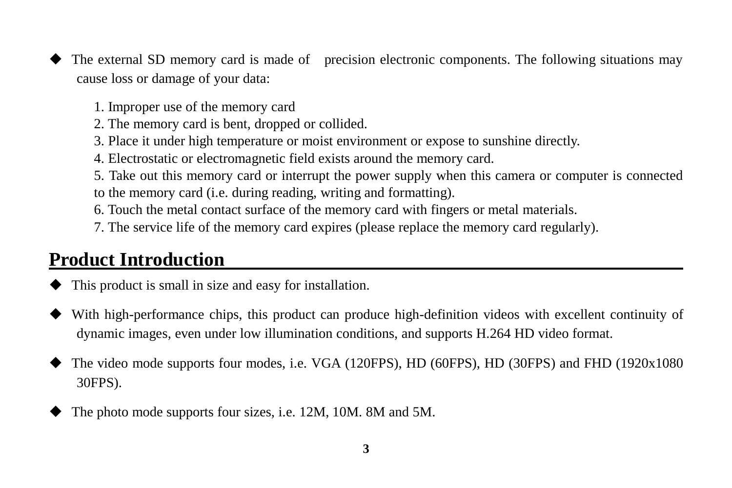- The external SD memory card is made of precision electronic components. The following situations may cause loss or damage of your data:

  1. Improper use of the memory card
  2. The memory card is bent, dropped or collided.
  3. Place it under high temperature or moist environment or expose to sunshine directly.
  4. Electrostatic or electromagnetic field exists around the memory card.
  5. Take out this memory card or interrupt the power supply when this camera or computer is connected to the memory card (i.e. during reading, writing and formatting).
  6. Touch the metal contact surface of the memory card with fingers or metal materials.
  7. The service life of the memory card expires (please replace the memory card regularly).

## Product Introduction

- This product is small in size and easy for installation.

- With high-performance chips, this product can produce high-definition videos with excellent continuity of dynamic images, even under low illumination conditions, and supports H.264 HD video format.

- The video mode supports four modes, i.e. VGA (120FPS), HD (60FPS), HD (30FPS) and FHD (1920x1080 30FPS).

- The photo mode supports four sizes, i.e. 12M, 10M. 8M and 5M.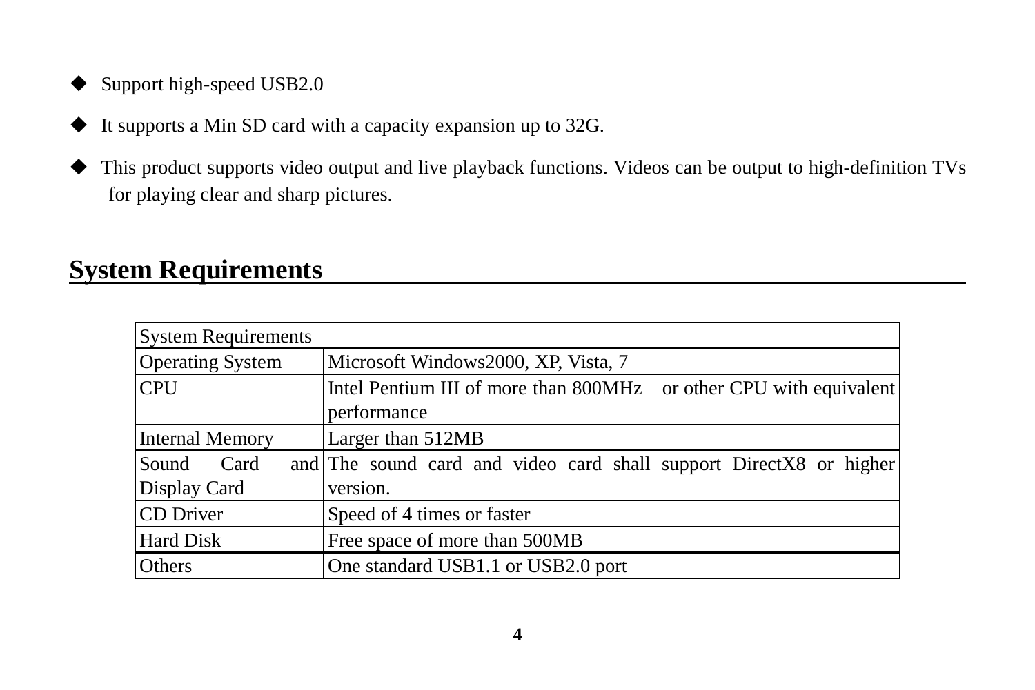- Support high-speed USB2.0
- It supports a Min SD card with a capacity expansion up to 32G.
- This product supports video output and live playback functions. Videos can be output to high-definition TVs for playing clear and sharp pictures.

## System Requirements

| System Requirements | |
|---|---|
| Operating System | Microsoft Windows2000, XP, Vista, 7 |
| CPU | Intel Pentium III of more than 800MHz or other CPU with equivalent performance |
| Internal Memory | Larger than 512MB |
| Sound Card and Display Card | The sound card and video card shall support DirectX8 or higher version. |
| CD Driver | Speed of 4 times or faster |
| Hard Disk | Free space of more than 500MB |
| Others | One standard USB1.1 or USB2.0 port |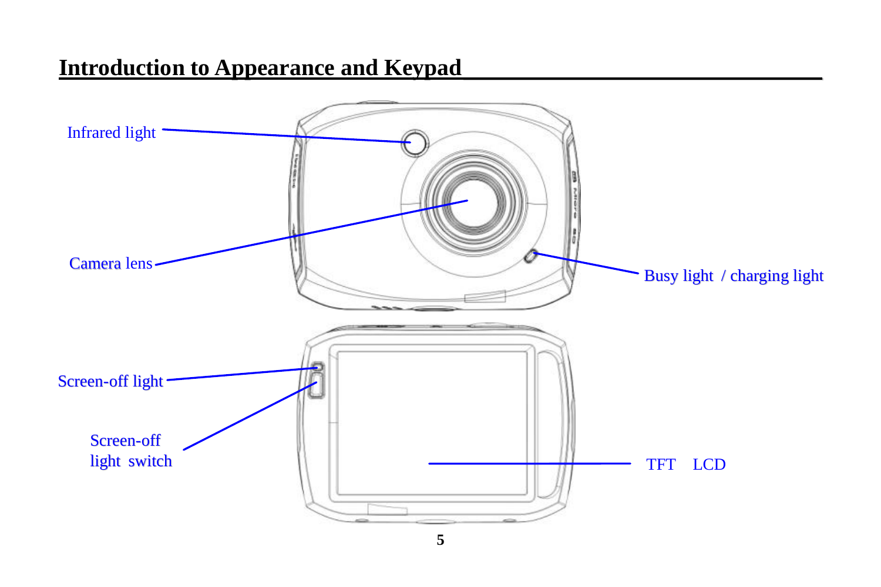## Introduction to Appearance and Keypad

Infrared light

Camera lens

Busy light / charging light

Screen-off light

Screen-off light switch

TFT LCD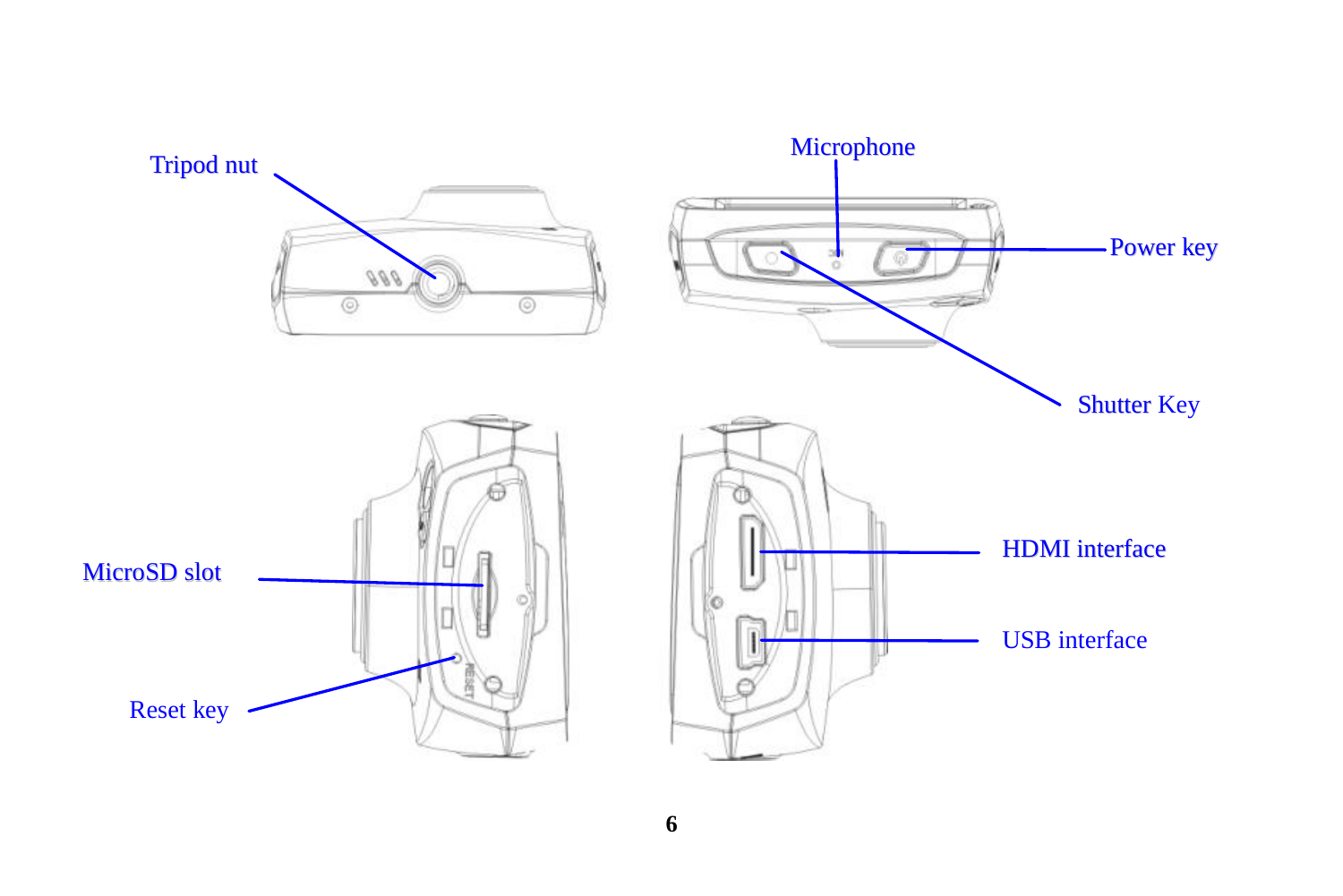Tripod nut

Microphone

Power key

Shutter Key

MicroSD slot

HDMI interface

USB interface

Reset key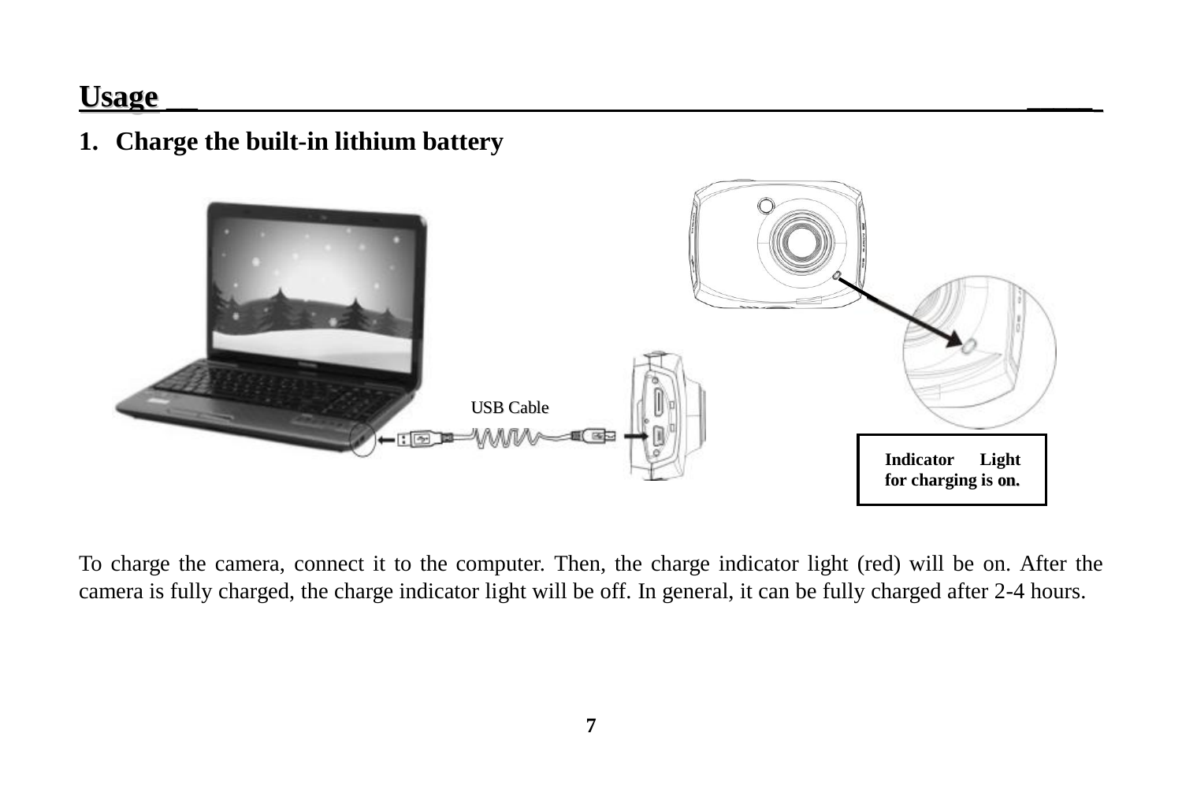## Usage

### 1. Charge the built-in lithium battery

USB Cable

Indicator Light for charging is on.

To charge the camera, connect it to the computer. Then, the charge indicator light (red) will be on. After the camera is fully charged, the charge indicator light will be off. In general, it can be fully charged after 2-4 hours.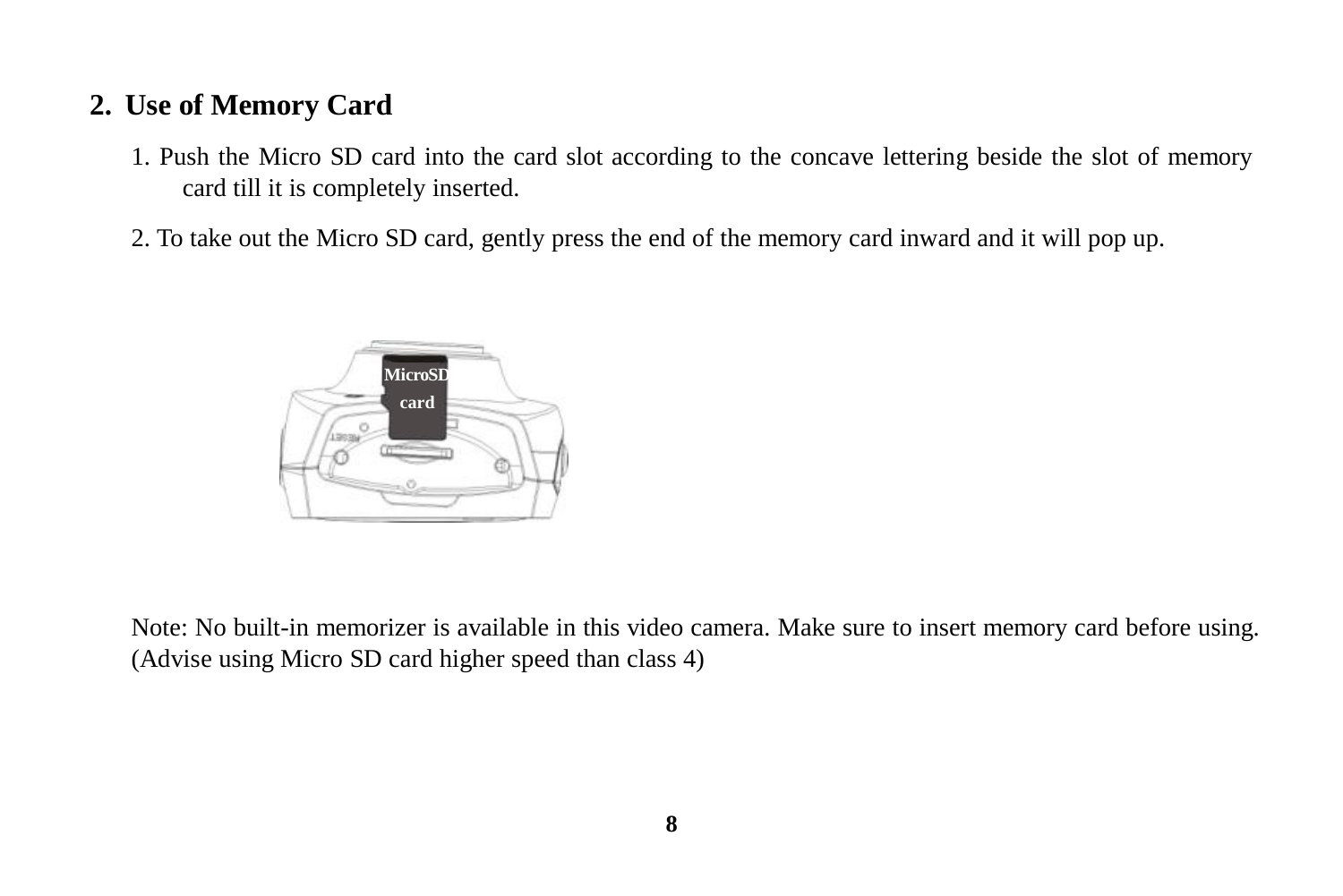## 2. Use of Memory Card

1. Push the Micro SD card into the card slot according to the concave lettering beside the slot of memory card till it is completely inserted.
2. To take out the Micro SD card, gently press the end of the memory card inward and it will pop up.

Note: No built-in memorizer is available in this video camera. Make sure to insert memory card before using. (Advise using Micro SD card higher speed than class 4)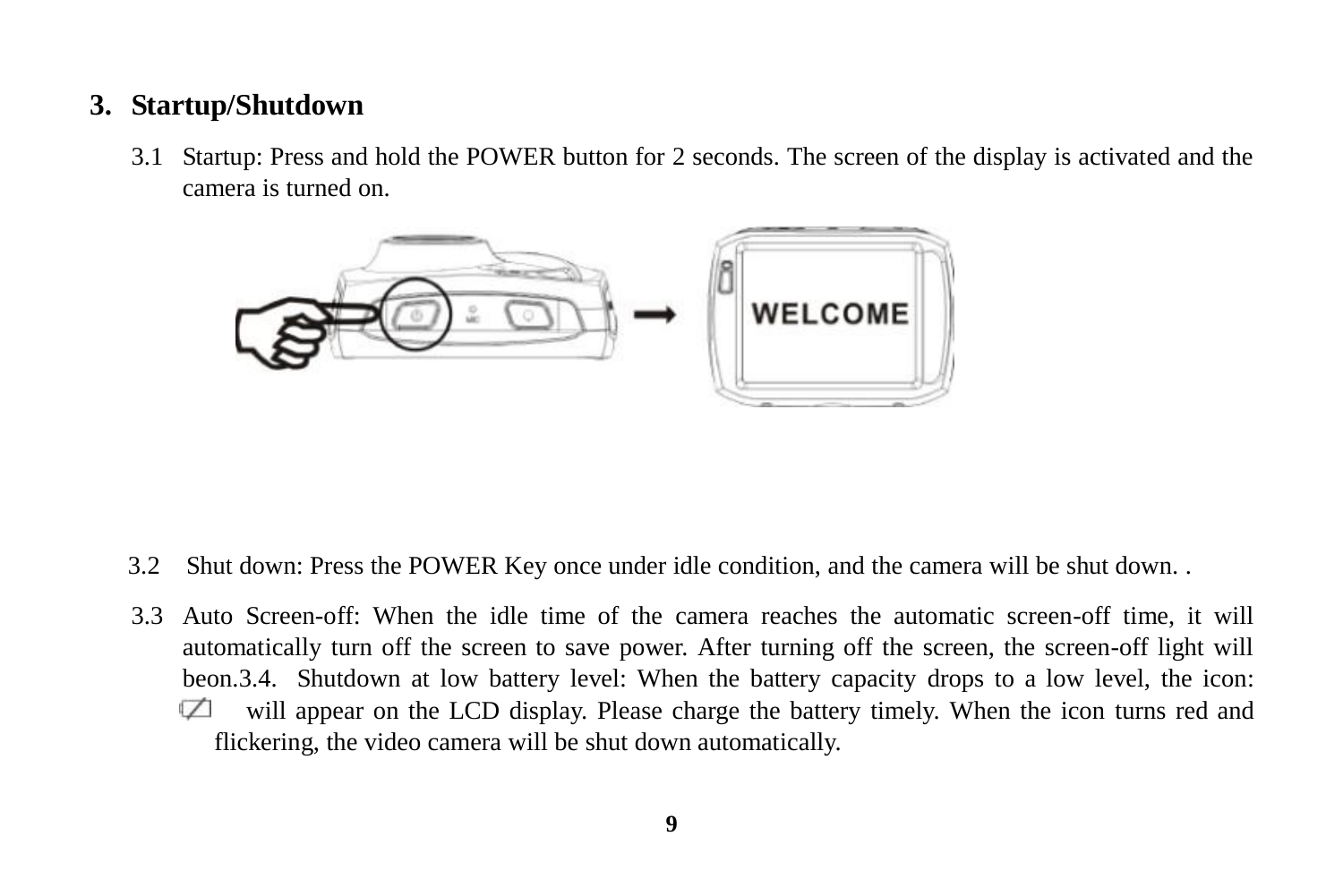## 3. Startup/Shutdown

3.1 Startup: Press and hold the POWER button for 2 seconds. The screen of the display is activated and the camera is turned on.

3.2 Shut down: Press the POWER Key once under idle condition, and the camera will be shut down. .

3.3 Auto Screen-off: When the idle time of the camera reaches the automatic screen-off time, it will automatically turn off the screen to save power. After turning off the screen, the screen-off light will beon.3.4. Shutdown at low battery level: When the battery capacity drops to a low level, the icon: will appear on the LCD display. Please charge the battery timely. When the icon turns red and flickering, the video camera will be shut down automatically.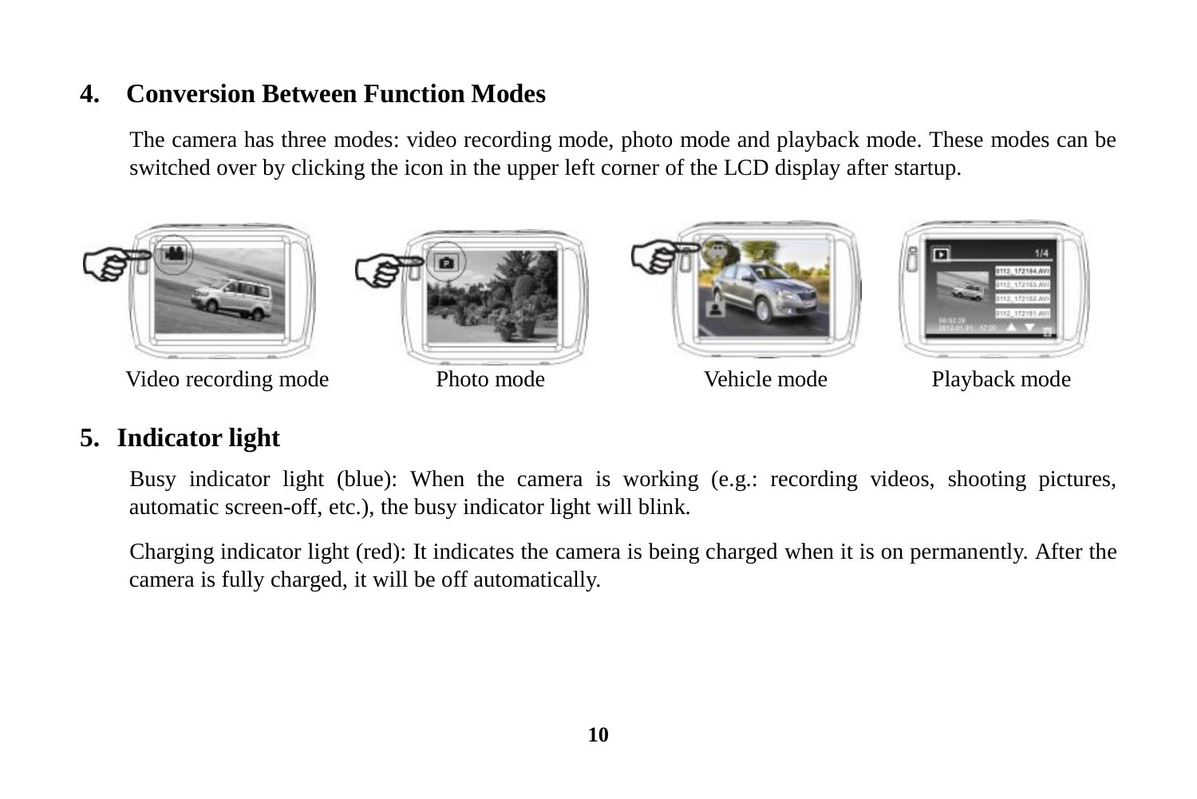## 4. Conversion Between Function Modes

The camera has three modes: video recording mode, photo mode and playback mode. These modes can be switched over by clicking the icon in the upper left corner of the LCD display after startup.

Video recording mode Photo mode Vehicle mode Playback mode

## 5. Indicator light

Busy indicator light (blue): When the camera is working (e.g.: recording videos, shooting pictures, automatic screen-off, etc.), the busy indicator light will blink.

Charging indicator light (red): It indicates the camera is being charged when it is on permanently. After the camera is fully charged, it will be off automatically.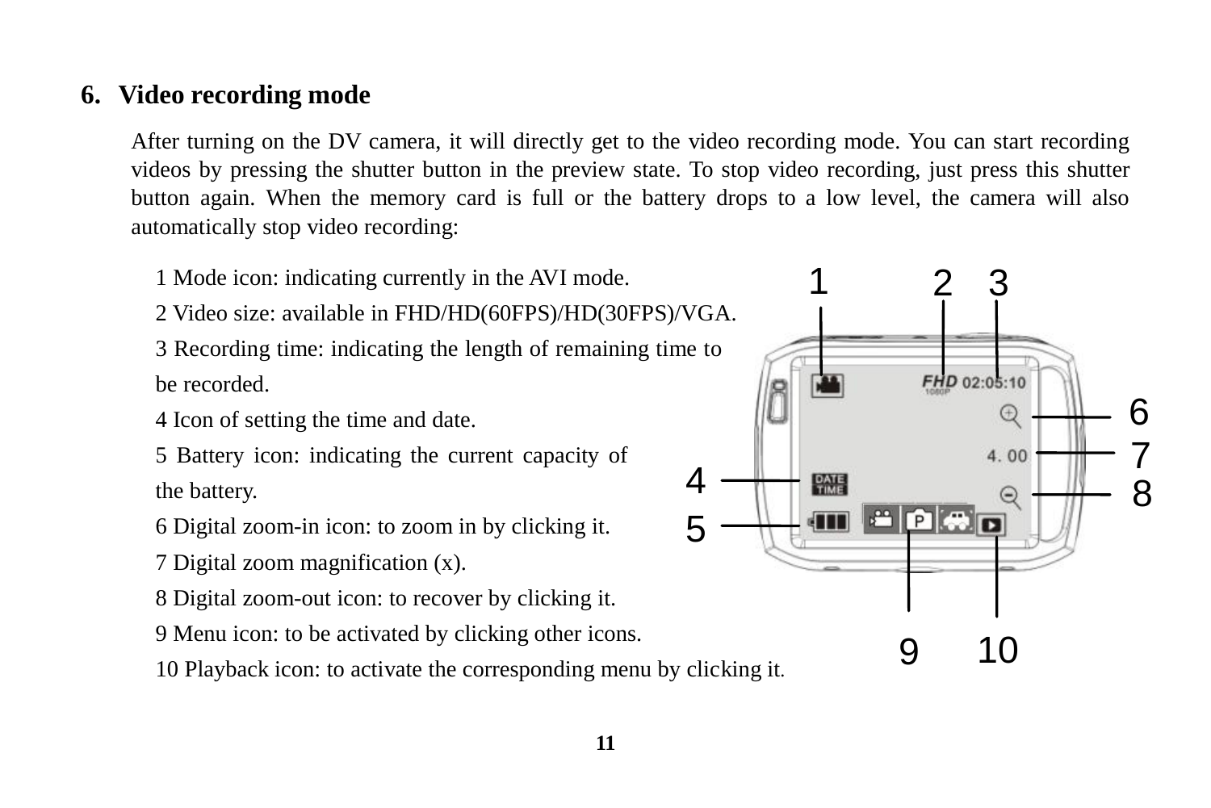## 6. Video recording mode

After turning on the DV camera, it will directly get to the video recording mode. You can start recording videos by pressing the shutter button in the preview state. To stop video recording, just press this shutter button again. When the memory card is full or the battery drops to a low level, the camera will also automatically stop video recording:

1 Mode icon: indicating currently in the AVI mode.

2 Video size: available in FHD/HD(60FPS)/HD(30FPS)/VGA.

3 Recording time: indicating the length of remaining time to be recorded.

4 Icon of setting the time and date.

5 Battery icon: indicating the current capacity of the battery.

6 Digital zoom-in icon: to zoom in by clicking it.

7 Digital zoom magnification (x).

8 Digital zoom-out icon: to recover by clicking it.

9 Menu icon: to be activated by clicking other icons.

10 Playback icon: to activate the corresponding menu by clicking it.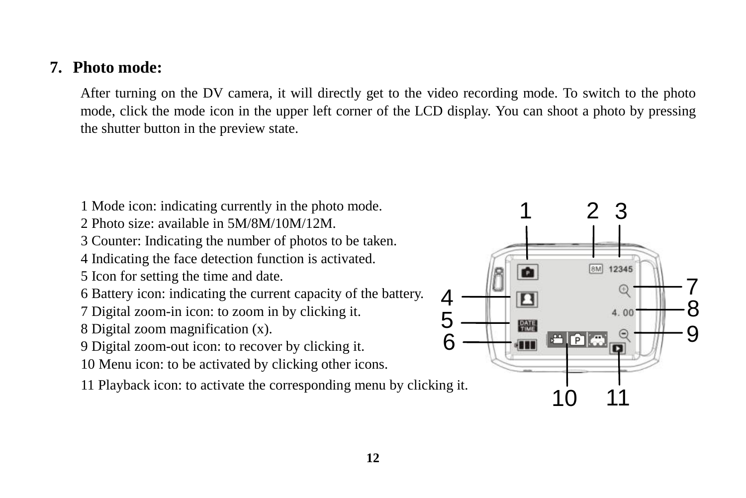## 7. Photo mode:

After turning on the DV camera, it will directly get to the video recording mode. To switch to the photo mode, click the mode icon in the upper left corner of the LCD display. You can shoot a photo by pressing the shutter button in the preview state.

1 Mode icon: indicating currently in the photo mode.
2 Photo size: available in 5M/8M/10M/12M.
3 Counter: Indicating the number of photos to be taken.
4 Indicating the face detection function is activated.
5 Icon for setting the time and date.
6 Battery icon: indicating the current capacity of the battery.
7 Digital zoom-in icon: to zoom in by clicking it.
8 Digital zoom magnification (x).
9 Digital zoom-out icon: to recover by clicking it.
10 Menu icon: to be activated by clicking other icons.
11 Playback icon: to activate the corresponding menu by clicking it.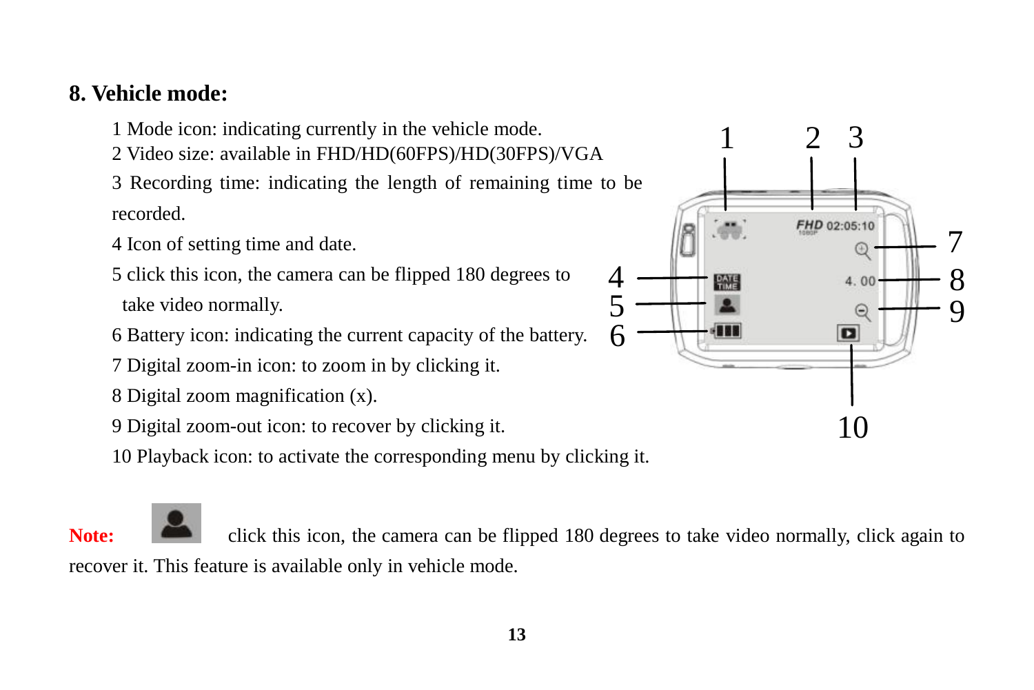## 8. Vehicle mode:

1 Mode icon: indicating currently in the vehicle mode.
2 Video size: available in FHD/HD(60FPS)/HD(30FPS)/VGA
3 Recording time: indicating the length of remaining time to be recorded.
4 Icon of setting time and date.
5 click this icon, the camera can be flipped 180 degrees to take video normally.
6 Battery icon: indicating the current capacity of the battery.
7 Digital zoom-in icon: to zoom in by clicking it.
8 Digital zoom magnification (x).
9 Digital zoom-out icon: to recover by clicking it.
10 Playback icon: to activate the corresponding menu by clicking it.

**Note:** click this icon, the camera can be flipped 180 degrees to take video normally, click again to recover it. This feature is available only in vehicle mode.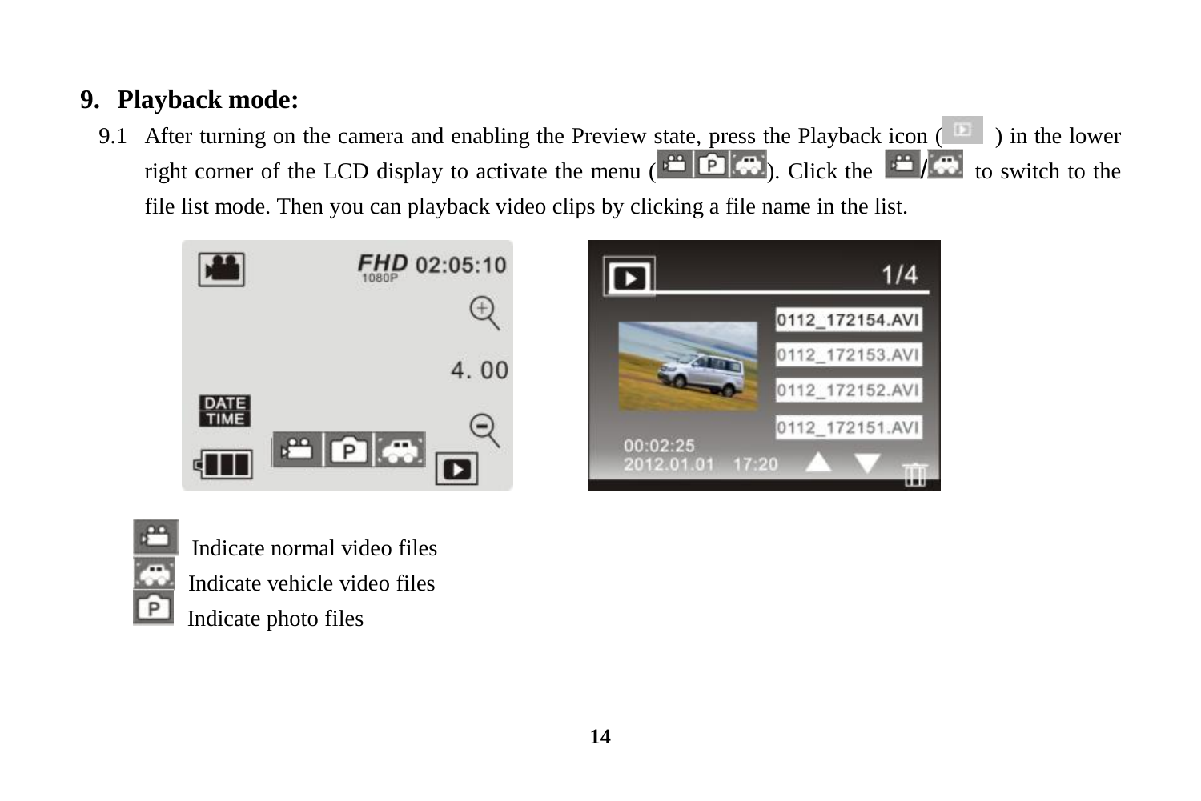## 9. Playback mode:

9.1 After turning on the camera and enabling the Preview state, press the Playback icon ( ) in the lower right corner of the LCD display to activate the menu ( ). Click the / to switch to the file list mode. Then you can playback video clips by clicking a file name in the list.

Indicate normal video files

Indicate vehicle video files

Indicate photo files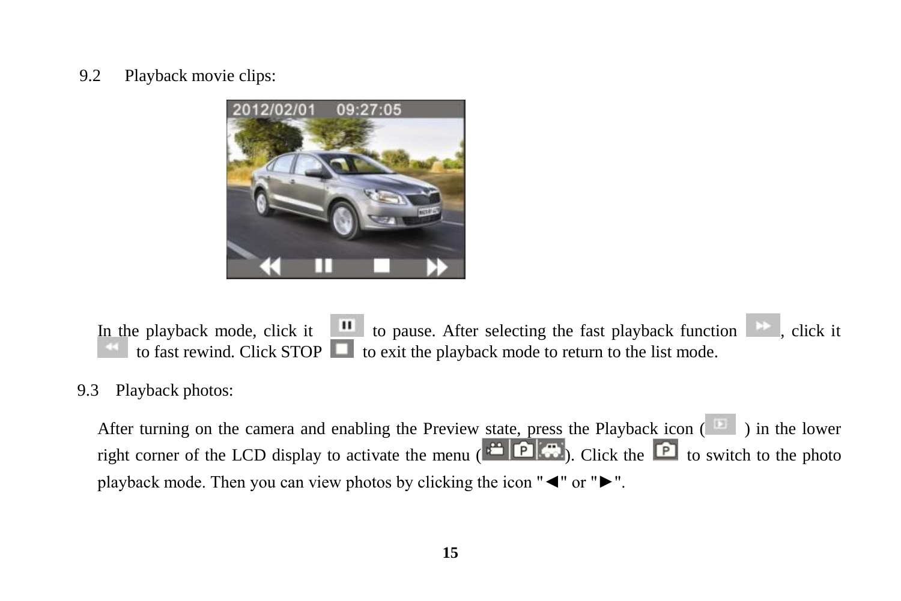9.2 Playback movie clips:

In the playback mode, click it to pause. After selecting the fast playback function , click it to fast rewind. Click STOP to exit the playback mode to return to the list mode.

9.3 Playback photos:

After turning on the camera and enabling the Preview state, press the Playback icon ( ) in the lower right corner of the LCD display to activate the menu ( ). Click the to switch to the photo playback mode. Then you can view photos by clicking the icon "◄" or "►".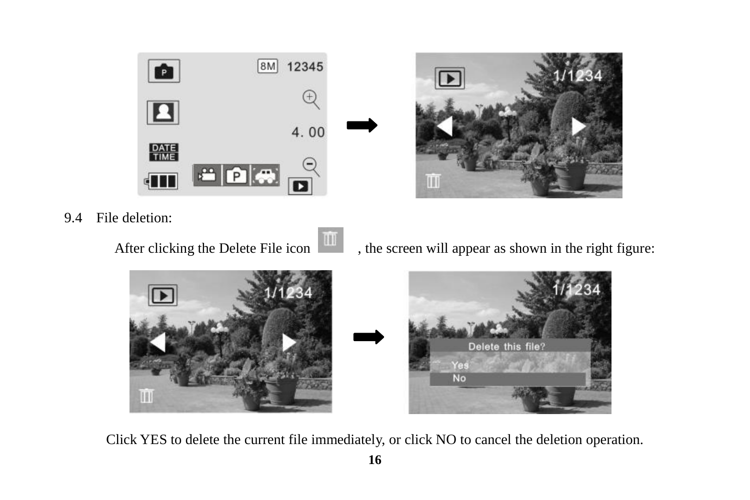9.4 File deletion:

After clicking the Delete File icon , the screen will appear as shown in the right figure:

Click YES to delete the current file immediately, or click NO to cancel the deletion operation.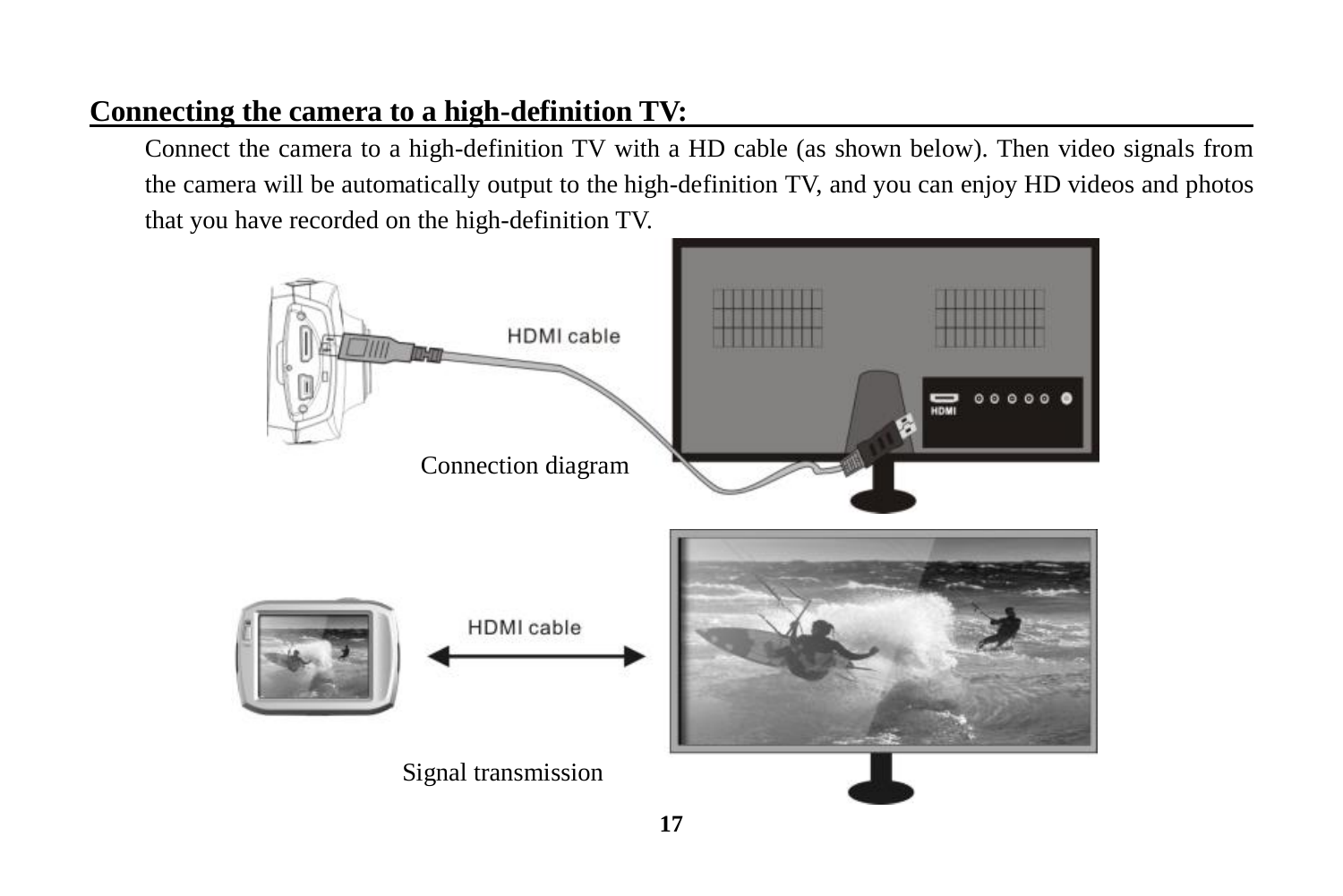## Connecting the camera to a high-definition TV:

Connect the camera to a high-definition TV with a HD cable (as shown below). Then video signals from the camera will be automatically output to the high-definition TV, and you can enjoy HD videos and photos that you have recorded on the high-definition TV.

Connection diagram

Signal transmission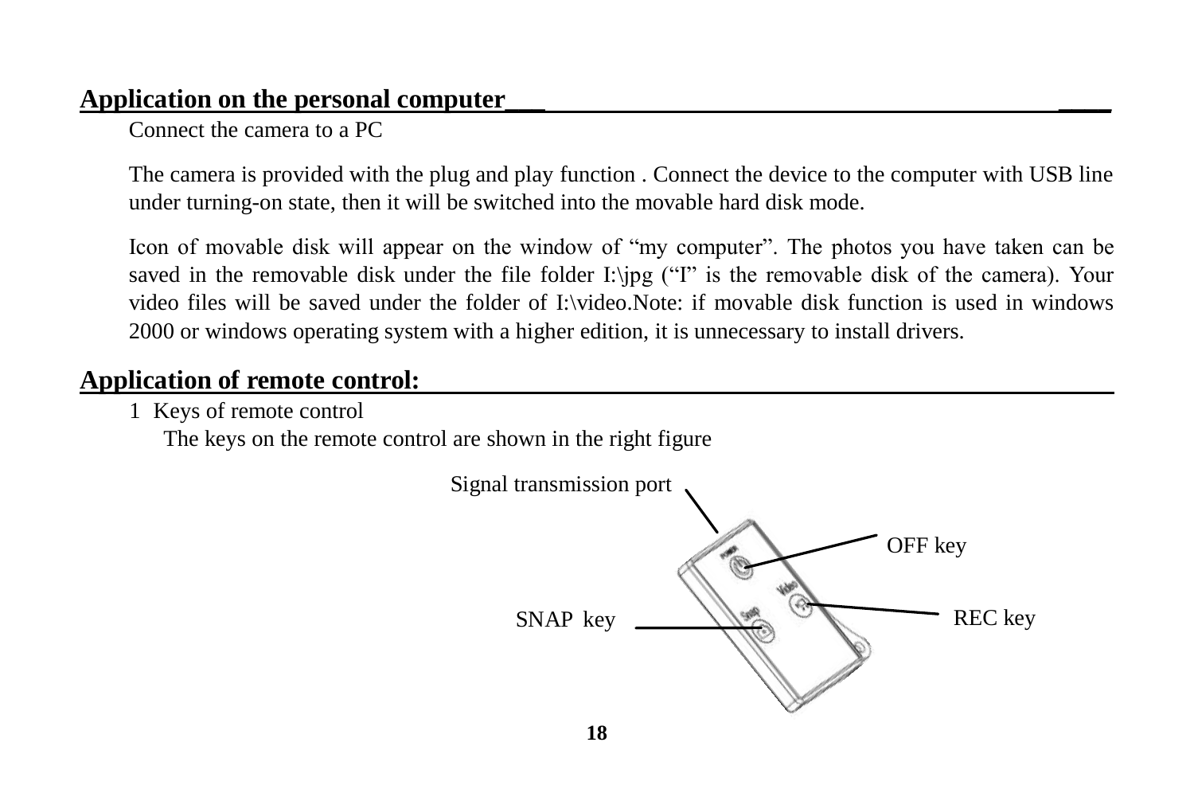## Application on the personal computer

Connect the camera to a PC

The camera is provided with the plug and play function . Connect the device to the computer with USB line under turning-on state, then it will be switched into the movable hard disk mode.

Icon of movable disk will appear on the window of "my computer". The photos you have taken can be saved in the removable disk under the file folder I:\jpg ("I" is the removable disk of the camera). Your video files will be saved under the folder of I:\video.Note: if movable disk function is used in windows 2000 or windows operating system with a higher edition, it is unnecessary to install drivers.

## Application of remote control:

1 Keys of remote control

The keys on the remote control are shown in the right figure

Signal transmission port

OFF key

SNAP key

REC key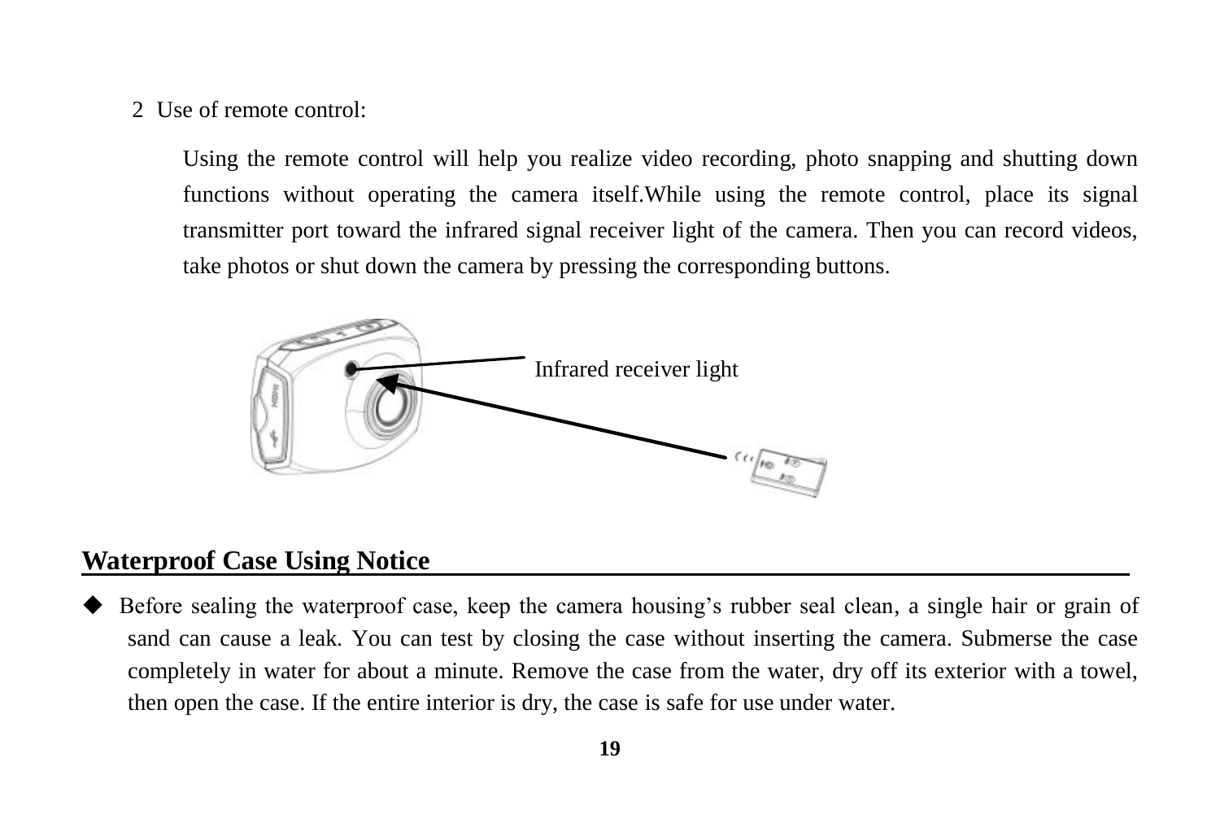2 Use of remote control:

Using the remote control will help you realize video recording, photo snapping and shutting down functions without operating the camera itself.While using the remote control, place its signal transmitter port toward the infrared signal receiver light of the camera. Then you can record videos, take photos or shut down the camera by pressing the corresponding buttons.

Infrared receiver light

## Waterproof Case Using Notice

- Before sealing the waterproof case, keep the camera housing's rubber seal clean, a single hair or grain of sand can cause a leak. You can test by closing the case without inserting the camera. Submerse the case completely in water for about a minute. Remove the case from the water, dry off its exterior with a towel, then open the case. If the entire interior is dry, the case is safe for use under water.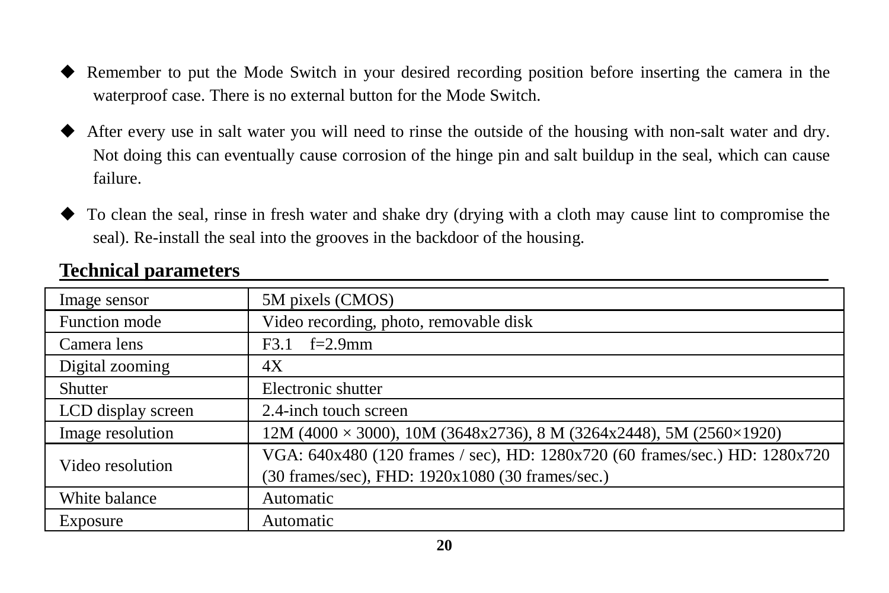- Remember to put the Mode Switch in your desired recording position before inserting the camera in the waterproof case. There is no external button for the Mode Switch.

- After every use in salt water you will need to rinse the outside of the housing with non-salt water and dry. Not doing this can eventually cause corrosion of the hinge pin and salt buildup in the seal, which can cause failure.

- To clean the seal, rinse in fresh water and shake dry (drying with a cloth may cause lint to compromise the seal). Re-install the seal into the grooves in the backdoor of the housing.

## Technical parameters

| Image sensor | 5M pixels (CMOS) |
|---|---|
| Function mode | Video recording, photo, removable disk |
| Camera lens | F3.1 f=2.9mm |
| Digital zooming | 4X |
| Shutter | Electronic shutter |
| LCD display screen | 2.4-inch touch screen |
| Image resolution | 12M (4000 × 3000), 10M (3648x2736), 8 M (3264x2448), 5M (2560×1920) |
| Video resolution | VGA: 640x480 (120 frames / sec), HD: 1280x720 (60 frames/sec.) HD: 1280x720 (30 frames/sec), FHD: 1920x1080 (30 frames/sec.) |
| White balance | Automatic |
| Exposure | Automatic |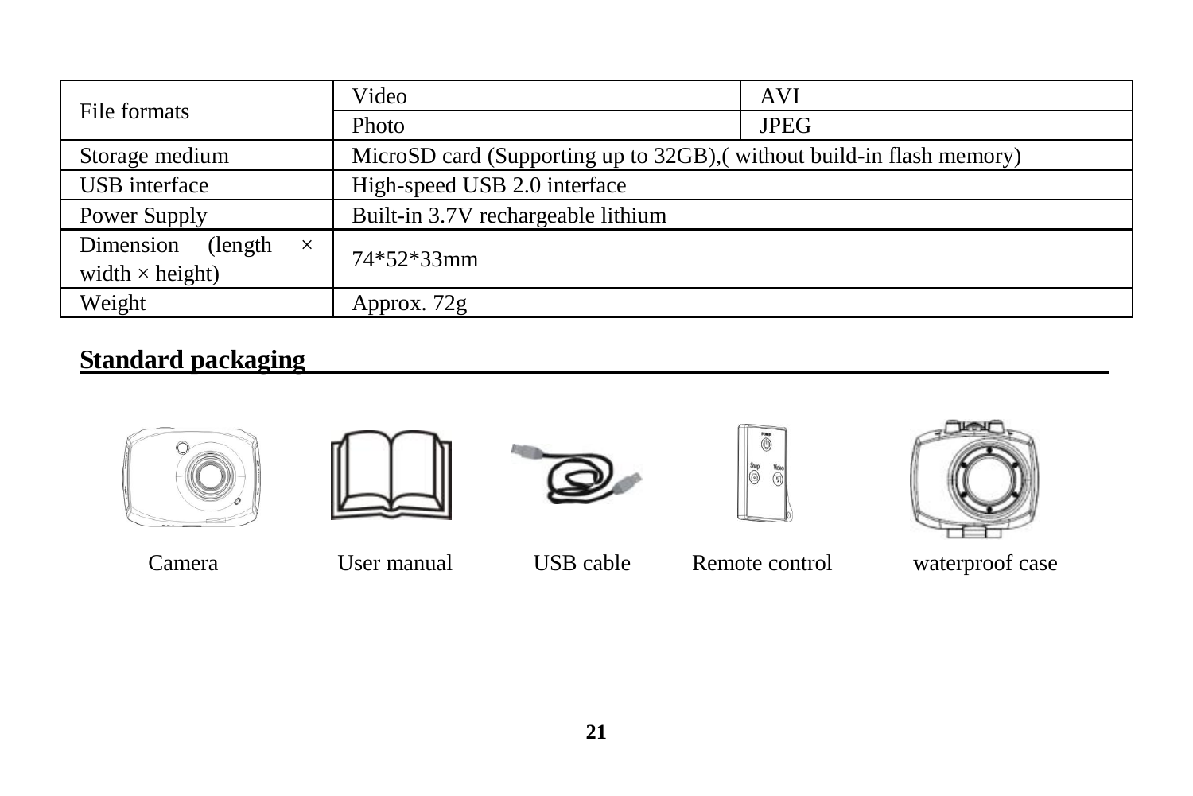| | | |
|---|---|---|
| File formats | Video | AVI |
| | Photo | JPEG |
| Storage medium | MicroSD card (Supporting up to 32GB),( without build-in flash memory) | |
| USB interface | High-speed USB 2.0 interface | |
| Power Supply | Built-in 3.7V rechargeable lithium | |
| Dimension (length × width × height) | 74*52*33mm | |
| Weight | Approx. 72g | |

## Standard packaging

Camera    User manual    USB cable    Remote control    waterproof case